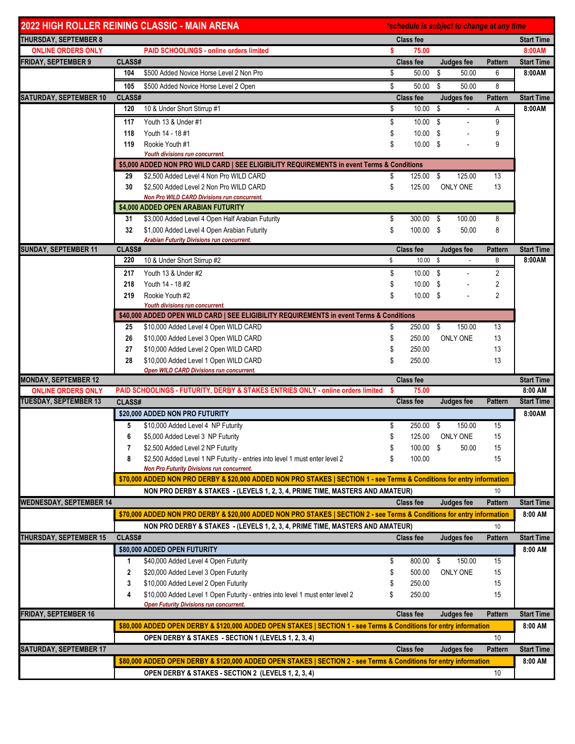# 2022 HIGH ROLLER REINING CLASSIC - MAIN ARENA

*\*schedule is subject to change at any time*

| Day | CLASS# | Class | Class fee | Judges fee | Pattern | Start Time |
|---|---|---|---|---|---|---|
| **THURSDAY, SEPTEMBER 8** | | | **Class fee** | | | **Start Time** |
| **ONLINE ORDERS ONLY** | | **PAID SCHOOLINGS - online orders limited** | **$ 75.00** | | | **8:00AM** |
| **FRIDAY, SEPTEMBER 9** | **CLASS#** | | **Class fee** | **Judges fee** | **Pattern** | **Start Time** |
| | **104** | $500 Added Novice Horse Level 2 Non Pro | $ 50.00 | $ 50.00 | 6 | **8:00AM** |
| | **105** | $500 Added Novice Horse Level 2 Open | $ 50.00 | $ 50.00 | 8 | |
| **SATURDAY, SEPTEMBER 10** | **CLASS#** | | **Class fee** | **Judges fee** | **Pattern** | **Start Time** |
| | **120** | 10 & Under Short Stirrup #1 | $ 10.00 | $ - | A | **8:00AM** |
| | **117** | Youth 13 & Under #1 | $ 10.00 | $ - | 9 | |
| | **118** | Youth 14 - 18 #1 | $ 10.00 | $ - | 9 | |
| | **119** | Rookie Youth #1 | $ 10.00 | $ - | 9 | |
| | | *Youth divisions run concurrent.* | | | | |
| | **$5,000 ADDED NON PRO WILD CARD \| SEE ELIGIBILITY REQUIREMENTS in event Terms & Conditions** | | | | | |
| | **29** | $2,500 Added Level 4 Non Pro WILD CARD | $ 125.00 | $ 125.00 | 13 | |
| | **30** | $2,500 Added Level 2 Non Pro WILD CARD | $ 125.00 | ONLY ONE | 13 | |
| | | *Non Pro WILD CARD Divisions run concurrent.* | | | | |
| | **$4,000 ADDED OPEN ARABIAN FUTURITY** | | | | | |
| | **31** | $3,000 Added Level 4 Open Half Arabian Futurity | $ 300.00 | $ 100.00 | 8 | |
| | **32** | $1,000 Added Level 4 Open Arabian Futurity | $ 100.00 | $ 50.00 | 8 | |
| | | *Arabian Futurity Divisions run concurrent.* | | | | |
| **SUNDAY, SEPTEMBER 11** | **CLASS#** | | **Class fee** | **Judges fee** | **Pattern** | **Start Time** |
| | **220** | 10 & Under Short Stirrup #2 | $ 10.00 | $ - | B | **8:00AM** |
| | **217** | Youth 13 & Under #2 | $ 10.00 | $ - | 2 | |
| | **218** | Youth 14 - 18 #2 | $ 10.00 | $ - | 2 | |
| | **219** | Rookie Youth #2 | $ 10.00 | $ - | 2 | |
| | | *Youth divisions run concurrent.* | | | | |
| | **$40,000 ADDED OPEN WILD CARD \| SEE ELIGIBILITY REQUIREMENTS in event Terms & Conditions** | | | | | |
| | **25** | $10,000 Added Level 4 Open WILD CARD | $ 250.00 | $ 150.00 | 13 | |
| | **26** | $10,000 Added Level 3 Open WILD CARD | $ 250.00 | ONLY ONE | 13 | |
| | **27** | $10,000 Added Level 2 Open WILD CARD | $ 250.00 | | 13 | |
| | **28** | $10,000 Added Level 1 Open WILD CARD | $ 250.00 | | 13 | |
| | | *Open WILD CARD Divisions run concurrent.* | | | | |
| **MONDAY, SEPTEMBER 12** | | | **Class fee** | | | **Start Time** |
| **ONLINE ORDERS ONLY** | **PAID SCHOOLINGS - FUTURITY, DERBY & STAKES ENTRIES ONLY - online orders limited** | | **$ 75.00** | | | **8:00 AM** |
| **TUESDAY, SEPTEMBER 13** | **CLASS#** | | **Class fee** | **Judges fee** | **Pattern** | **Start Time** |
| | **$20,000 ADDED NON PRO FUTURITY** | | | | | **8:00AM** |
| | **5** | $10,000 Added Level 4 NP Futurity | $ 250.00 | $ 150.00 | 15 | |
| | **6** | $5,000 Added Level 3 NP Futurity | $ 125.00 | ONLY ONE | 15 | |
| | **7** | $2,500 Added Level 2 NP Futurity | $ 100.00 | $ 50.00 | 15 | |
| | **8** | $2,500 Added Level 1 NP Futurity - entries into level 1 must enter level 2 | $ 100.00 | | 15 | |
| | | *Non Pro Futurity Divisions run concurrent.* | | | | |
| | **$70,000 ADDED NON PRO DERBY & $20,000 ADDED NON PRO STAKES \| SECTION 1 - see Terms & Conditions for entry information** | | | | | |
| | | **NON PRO DERBY & STAKES - (LEVELS 1, 2, 3, 4, PRIME TIME, MASTERS AND AMATEUR)** | | | 10 | |
| **WEDNESDAY, SEPTEMBER 14** | | | **Class fee** | **Judges fee** | **Pattern** | **Start Time** |
| | **$70,000 ADDED NON PRO DERBY & $20,000 ADDED NON PRO STAKES \| SECTION 2 - see Terms & Conditions for entry information** | | | | | **8:00 AM** |
| | | **NON PRO DERBY & STAKES - (LEVELS 1, 2, 3, 4, PRIME TIME, MASTERS AND AMATEUR)** | | | 10 | |
| **THURSDAY, SEPTEMBER 15** | **CLASS#** | | **Class fee** | **Judges fee** | **Pattern** | **Start Time** |
| | **$80,000 ADDED OPEN FUTURITY** | | | | | **8:00 AM** |
| | **1** | $40,000 Added Level 4 Open Futurity | $ 800.00 | $ 150.00 | 15 | |
| | **2** | $20,000 Added Level 3 Open Futurity | $ 500.00 | ONLY ONE | 15 | |
| | **3** | $10,000 Added Level 2 Open Futurity | $ 250.00 | | 15 | |
| | **4** | $10,000 Added Level 1 Open Futurity - entries into level 1 must enter level 2 | $ 250.00 | | 15 | |
| | | *Open Futurity Divisions run concurrent.* | | | | |
| **FRIDAY, SEPTEMBER 16** | | | **Class fee** | **Judges fee** | **Pattern** | **Start Time** |
| | **$80,000 ADDED OPEN DERBY & $120,000 ADDED OPEN STAKES \| SECTION 1 - see Terms & Conditions for entry information** | | | | | **8:00 AM** |
| | | **OPEN DERBY & STAKES - SECTION 1 (LEVELS 1, 2, 3, 4)** | | | 10 | |
| **SATURDAY, SEPTEMBER 17** | | | **Class fee** | **Judges fee** | **Pattern** | **Start Time** |
| | **$80,000 ADDED OPEN DERBY & $120,000 ADDED OPEN STAKES \| SECTION 2 - see Terms & Conditions for entry information** | | | | | **8:00 AM** |
| | | **OPEN DERBY & STAKES - SECTION 2 (LEVELS 1, 2, 3, 4)** | | | 10 | |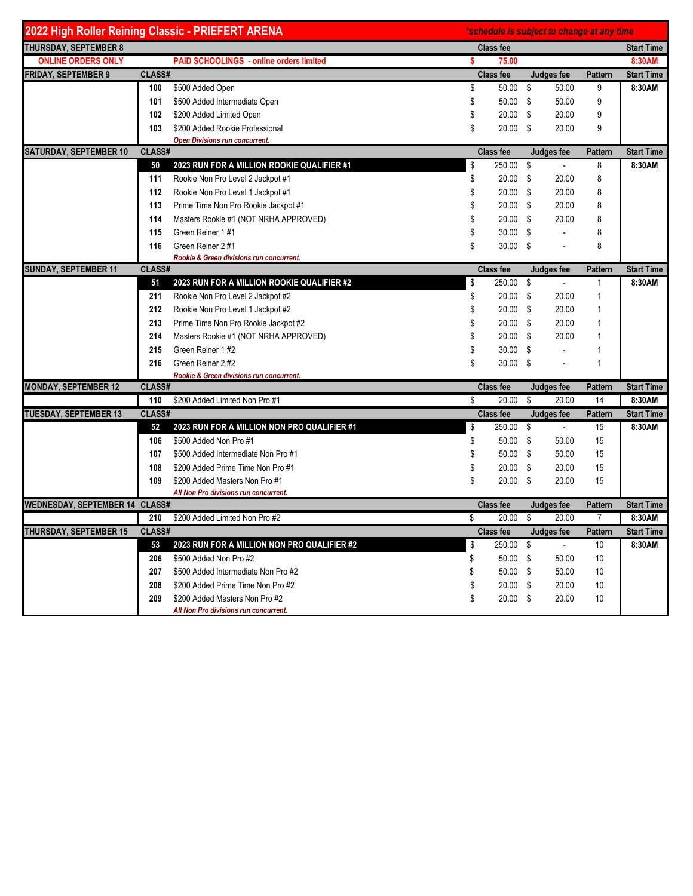# 2022 High Roller Reining Classic - PRIEFERT ARENA

*\*schedule is subject to change at any time*

| THURSDAY, SEPTEMBER 8 | | | Class fee | | Start Time |
|---|---|---|---|---|---|
| ONLINE ORDERS ONLY | | PAID SCHOOLINGS - online orders limited | $ 75.00 | | 8:30AM |

| FRIDAY, SEPTEMBER 9 | CLASS# | | Class fee | Judges fee | Pattern | Start Time |
|---|---|---|---|---|---|---|
| | 100 | $500 Added Open | $ 50.00 | $ 50.00 | 9 | 8:30AM |
| | 101 | $500 Added Intermediate Open | $ 50.00 | $ 50.00 | 9 | |
| | 102 | $200 Added Limited Open | $ 20.00 | $ 20.00 | 9 | |
| | 103 | $200 Added Rookie Professional | $ 20.00 | $ 20.00 | 9 | |
| | | *Open Divisions run concurrent.* | | | | |

| SATURDAY, SEPTEMBER 10 | CLASS# | | Class fee | Judges fee | Pattern | Start Time |
|---|---|---|---|---|---|---|
| | **50** | **2023 RUN FOR A MILLION ROOKIE QUALIFIER #1** | $ 250.00 | $ - | 8 | 8:30AM |
| | 111 | Rookie Non Pro Level 2 Jackpot #1 | $ 20.00 | $ 20.00 | 8 | |
| | 112 | Rookie Non Pro Level 1 Jackpot #1 | $ 20.00 | $ 20.00 | 8 | |
| | 113 | Prime Time Non Pro Rookie Jackpot #1 | $ 20.00 | $ 20.00 | 8 | |
| | 114 | Masters Rookie #1 (NOT NRHA APPROVED) | $ 20.00 | $ 20.00 | 8 | |
| | 115 | Green Reiner 1 #1 | $ 30.00 | $ - | 8 | |
| | 116 | Green Reiner 2 #1 | $ 30.00 | $ - | 8 | |
| | | *Rookie & Green divisions run concurrent.* | | | | |

| SUNDAY, SEPTEMBER 11 | CLASS# | | Class fee | Judges fee | Pattern | Start Time |
|---|---|---|---|---|---|---|
| | **51** | **2023 RUN FOR A MILLION ROOKIE QUALIFIER #2** | $ 250.00 | $ - | 1 | 8:30AM |
| | 211 | Rookie Non Pro Level 2 Jackpot #2 | $ 20.00 | $ 20.00 | 1 | |
| | 212 | Rookie Non Pro Level 1 Jackpot #2 | $ 20.00 | $ 20.00 | 1 | |
| | 213 | Prime Time Non Pro Rookie Jackpot #2 | $ 20.00 | $ 20.00 | 1 | |
| | 214 | Masters Rookie #1 (NOT NRHA APPROVED) | $ 20.00 | $ 20.00 | 1 | |
| | 215 | Green Reiner 1 #2 | $ 30.00 | $ - | 1 | |
| | 216 | Green Reiner 2 #2 | $ 30.00 | $ - | 1 | |
| | | *Rookie & Green divisions run concurrent.* | | | | |

| MONDAY, SEPTEMBER 12 | CLASS# | | Class fee | Judges fee | Pattern | Start Time |
|---|---|---|---|---|---|---|
| | 110 | $200 Added Limited Non Pro #1 | $ 20.00 | $ 20.00 | 14 | 8:30AM |

| TUESDAY, SEPTEMBER 13 | CLASS# | | Class fee | Judges fee | Pattern | Start Time |
|---|---|---|---|---|---|---|
| | **52** | **2023 RUN FOR A MILLION NON PRO QUALIFIER #1** | $ 250.00 | $ - | 15 | 8:30AM |
| | 106 | $500 Added Non Pro #1 | $ 50.00 | $ 50.00 | 15 | |
| | 107 | $500 Added Intermediate Non Pro #1 | $ 50.00 | $ 50.00 | 15 | |
| | 108 | $200 Added Prime Time Non Pro #1 | $ 20.00 | $ 20.00 | 15 | |
| | 109 | $200 Added Masters Non Pro #1 | $ 20.00 | $ 20.00 | 15 | |
| | | *All Non Pro divisions run concurrent.* | | | | |

| WEDNESDAY, SEPTEMBER 14 | CLASS# | | Class fee | Judges fee | Pattern | Start Time |
|---|---|---|---|---|---|---|
| | 210 | $200 Added Limited Non Pro #2 | $ 20.00 | $ 20.00 | 7 | 8:30AM |

| THURSDAY, SEPTEMBER 15 | CLASS# | | Class fee | Judges fee | Pattern | Start Time |
|---|---|---|---|---|---|---|
| | **53** | **2023 RUN FOR A MILLION NON PRO QUALIFIER #2** | $ 250.00 | $ - | 10 | 8:30AM |
| | 206 | $500 Added Non Pro #2 | $ 50.00 | $ 50.00 | 10 | |
| | 207 | $500 Added Intermediate Non Pro #2 | $ 50.00 | $ 50.00 | 10 | |
| | 208 | $200 Added Prime Time Non Pro #2 | $ 20.00 | $ 20.00 | 10 | |
| | 209 | $200 Added Masters Non Pro #2 | $ 20.00 | $ 20.00 | 10 | |
| | | *All Non Pro divisions run concurrent.* | | | | |